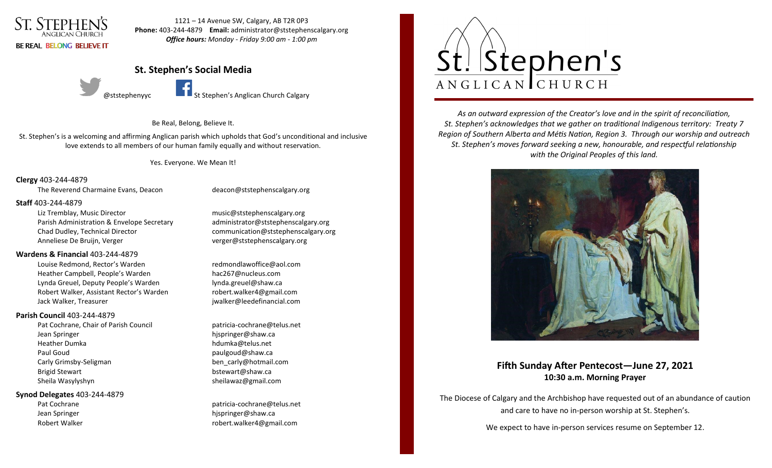ST. STEPHEN'S
ANGLICAN CHURCH

BE REAL BELONG BELIEVE IT

1121 – 14 Avenue SW, Calgary, AB T2R 0P3
**Phone:** 403-244-4879 **Email:** administrator@ststephenscalgary.org
***Office hours:*** *Monday - Friday 9:00 am - 1:00 pm*

## St. Stephen's Social Media

@ststephenyyc St Stephen's Anglican Church Calgary

Be Real, Belong, Believe It.

St. Stephen's is a welcoming and affirming Anglican parish which upholds that God's unconditional and inclusive love extends to all members of our human family equally and without reservation.

Yes. Everyone. We Mean It!

**Clergy** 403-244-4879

The Reverend Charmaine Evans, Deacon — deacon@ststephenscalgary.org

**Staff** 403-244-4879

Liz Tremblay, Music Director — music@ststephenscalgary.org
Parish Administration & Envelope Secretary — administrator@ststephenscalgary.org
Chad Dudley, Technical Director — communication@ststephenscalgary.org
Anneliese De Bruijn, Verger — verger@ststephenscalgary.org

**Wardens & Financial** 403-244-4879

Louise Redmond, Rector's Warden — redmondlawoffice@aol.com
Heather Campbell, People's Warden — hac267@nucleus.com
Lynda Greuel, Deputy People's Warden — lynda.greuel@shaw.ca
Robert Walker, Assistant Rector's Warden — robert.walker4@gmail.com
Jack Walker, Treasurer — jwalker@leedefinancial.com

**Parish Council** 403-244-4879

Pat Cochrane, Chair of Parish Council — patricia-cochrane@telus.net
Jean Springer — hjspringer@shaw.ca
Heather Dumka — hdumka@telus.net
Paul Goud — paulgoud@shaw.ca
Carly Grimsby-Seligman — ben_carly@hotmail.com
Brigid Stewart — bstewart@shaw.ca
Sheila Wasylyshyn — sheilawaz@gmail.com

**Synod Delegates** 403-244-4879

Pat Cochrane — patricia-cochrane@telus.net
Jean Springer — hjspringer@shaw.ca
Robert Walker — robert.walker4@gmail.com

# St. Stephen's ANGLICAN CHURCH

*As an outward expression of the Creator's love and in the spirit of reconciliation, St. Stephen's acknowledges that we gather on traditional Indigenous territory: Treaty 7 Region of Southern Alberta and Métis Nation, Region 3. Through our worship and outreach St. Stephen's moves forward seeking a new, honourable, and respectful relationship with the Original Peoples of this land.*

## Fifth Sunday After Pentecost—June 27, 2021

**10:30 a.m. Morning Prayer**

The Diocese of Calgary and the Archbishop have requested out of an abundance of caution and care to have no in-person worship at St. Stephen's.

We expect to have in-person services resume on September 12.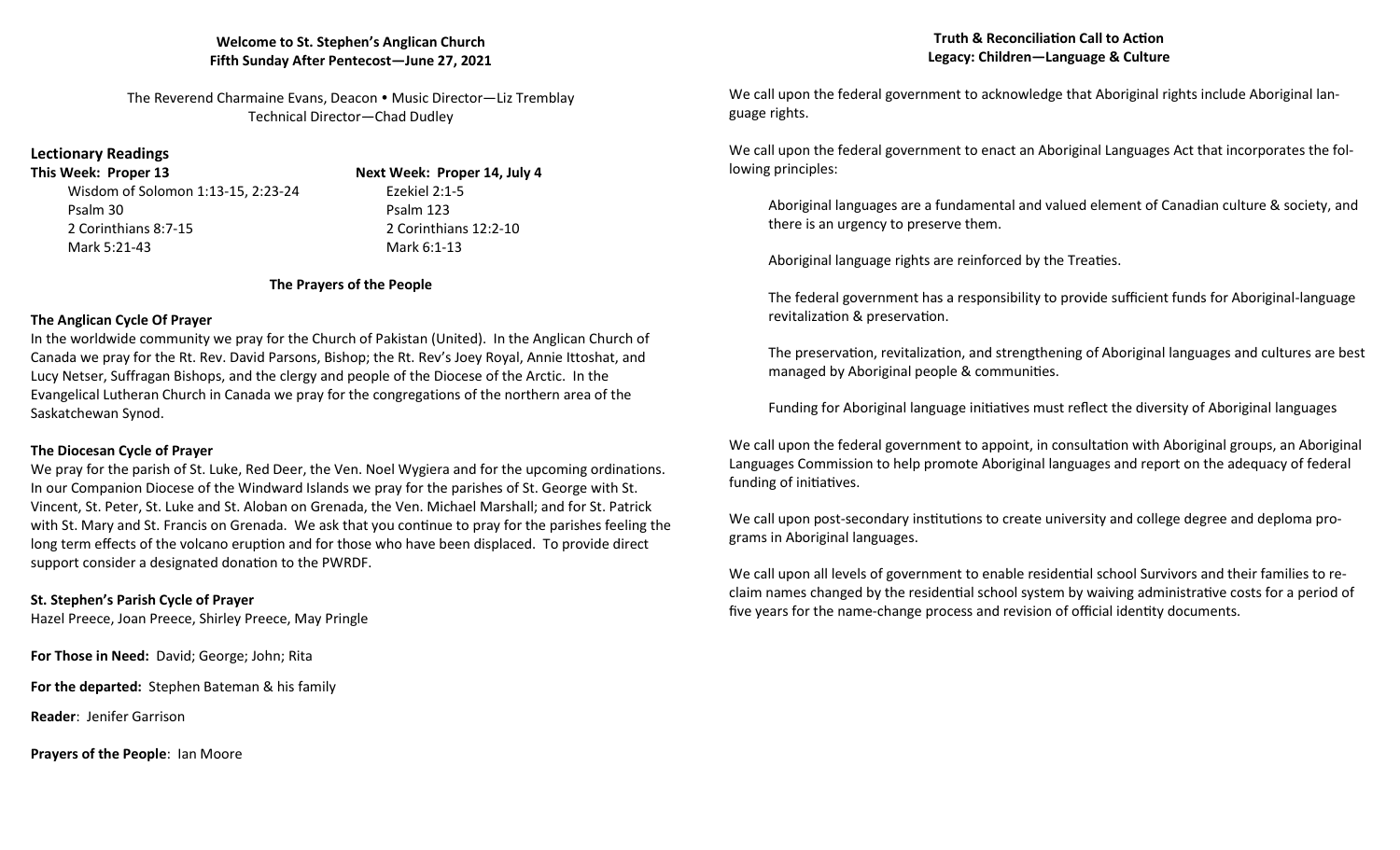**Welcome to St. Stephen's Anglican Church**
**Fifth Sunday After Pentecost—June 27, 2021**

The Reverend Charmaine Evans, Deacon • Music Director—Liz Tremblay
Technical Director—Chad Dudley

## Lectionary Readings

**This Week: Proper 13**

Wisdom of Solomon 1:13-15, 2:23-24
Psalm 30
2 Corinthians 8:7-15
Mark 5:21-43

**Next Week: Proper 14, July 4**

Ezekiel 2:1-5
Psalm 123
2 Corinthians 12:2-10
Mark 6:1-13

**The Prayers of the People**

**The Anglican Cycle Of Prayer**

In the worldwide community we pray for the Church of Pakistan (United). In the Anglican Church of Canada we pray for the Rt. Rev. David Parsons, Bishop; the Rt. Rev's Joey Royal, Annie Ittoshat, and Lucy Netser, Suffragan Bishops, and the clergy and people of the Diocese of the Arctic. In the Evangelical Lutheran Church in Canada we pray for the congregations of the northern area of the Saskatchewan Synod.

**The Diocesan Cycle of Prayer**

We pray for the parish of St. Luke, Red Deer, the Ven. Noel Wygiera and for the upcoming ordinations. In our Companion Diocese of the Windward Islands we pray for the parishes of St. George with St. Vincent, St. Peter, St. Luke and St. Aloban on Grenada, the Ven. Michael Marshall; and for St. Patrick with St. Mary and St. Francis on Grenada. We ask that you continue to pray for the parishes feeling the long term effects of the volcano eruption and for those who have been displaced. To provide direct support consider a designated donation to the PWRDF.

**St. Stephen's Parish Cycle of Prayer**

Hazel Preece, Joan Preece, Shirley Preece, May Pringle

**For Those in Need:** David; George; John; Rita

**For the departed:** Stephen Bateman & his family

**Reader**: Jenifer Garrison

**Prayers of the People**: Ian Moore

**Truth & Reconciliation Call to Action**
**Legacy: Children—Language & Culture**

We call upon the federal government to acknowledge that Aboriginal rights include Aboriginal language rights.

We call upon the federal government to enact an Aboriginal Languages Act that incorporates the following principles:

> Aboriginal languages are a fundamental and valued element of Canadian culture & society, and there is an urgency to preserve them.
>
> Aboriginal language rights are reinforced by the Treaties.
>
> The federal government has a responsibility to provide sufficient funds for Aboriginal-language revitalization & preservation.
>
> The preservation, revitalization, and strengthening of Aboriginal languages and cultures are best managed by Aboriginal people & communities.
>
> Funding for Aboriginal language initiatives must reflect the diversity of Aboriginal languages

We call upon the federal government to appoint, in consultation with Aboriginal groups, an Aboriginal Languages Commission to help promote Aboriginal languages and report on the adequacy of federal funding of initiatives.

We call upon post-secondary institutions to create university and college degree and deploma programs in Aboriginal languages.

We call upon all levels of government to enable residential school Survivors and their families to reclaim names changed by the residential school system by waiving administrative costs for a period of five years for the name-change process and revision of official identity documents.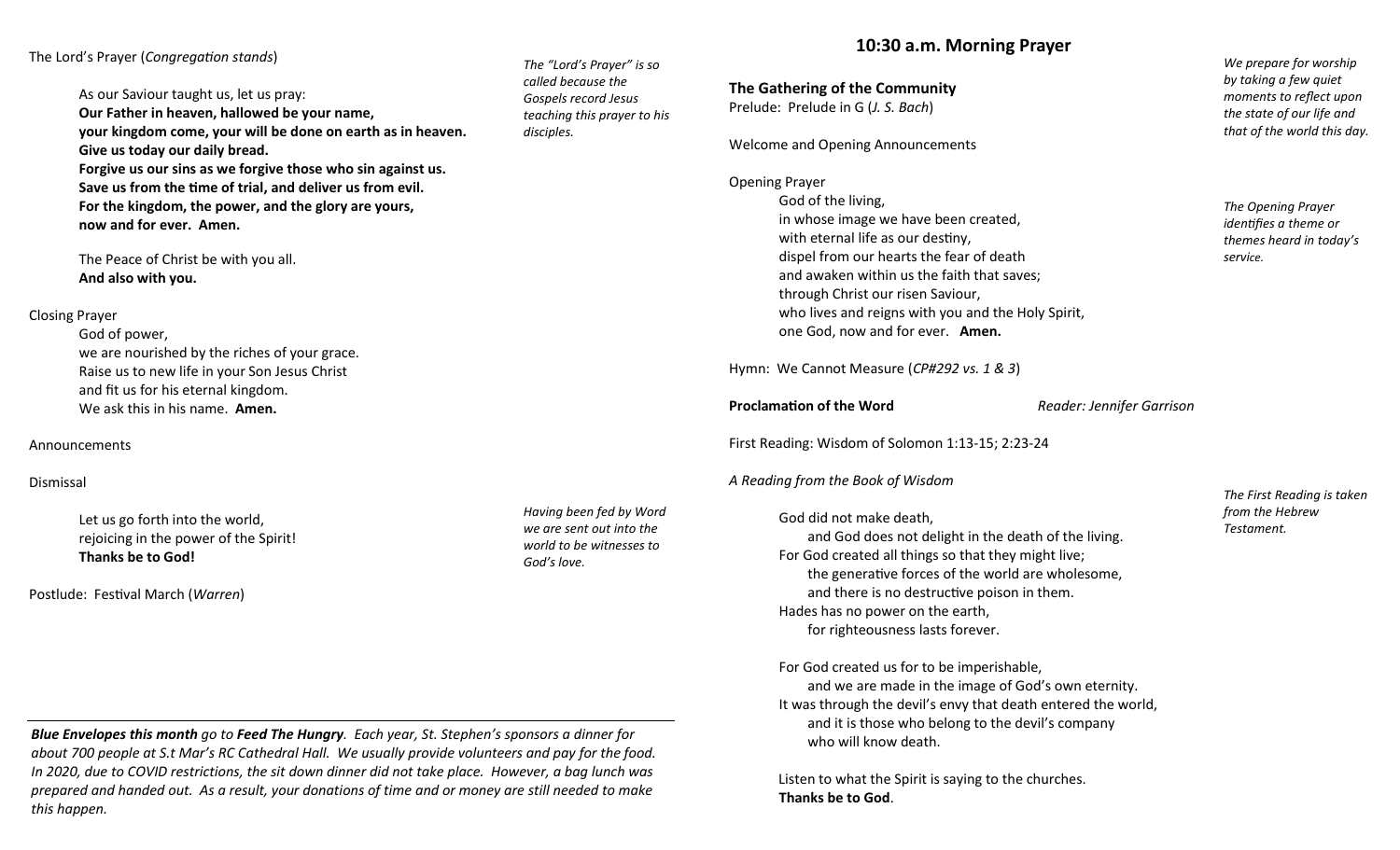The Lord's Prayer (*Congregation stands*)

*The "Lord's Prayer" is so called because the Gospels record Jesus teaching this prayer to his disciples.*

As our Saviour taught us, let us pray:
**Our Father in heaven, hallowed be your name,**
**your kingdom come, your will be done on earth as in heaven.**
**Give us today our daily bread.**
**Forgive us our sins as we forgive those who sin against us.**
**Save us from the time of trial, and deliver us from evil.**
**For the kingdom, the power, and the glory are yours,**
**now and for ever. Amen.**

The Peace of Christ be with you all.
**And also with you.**

Closing Prayer

God of power,
we are nourished by the riches of your grace.
Raise us to new life in your Son Jesus Christ
and fit us for his eternal kingdom.
We ask this in his name. **Amen.**

Announcements

Dismissal

*Having been fed by Word we are sent out into the world to be witnesses to God's love.*

Let us go forth into the world,
rejoicing in the power of the Spirit!
**Thanks be to God!**

Postlude: Festival March (*Warren*)

***Blue Envelopes this month** go to **Feed The Hungry**. Each year, St. Stephen's sponsors a dinner for about 700 people at S.t Mar's RC Cathedral Hall. We usually provide volunteers and pay for the food. In 2020, due to COVID restrictions, the sit down dinner did not take place. However, a bag lunch was prepared and handed out. As a result, your donations of time and or money are still needed to make this happen.*

# 10:30 a.m. Morning Prayer

**The Gathering of the Community**

*We prepare for worship by taking a few quiet moments to reflect upon the state of our life and that of the world this day.*

Prelude: Prelude in G (*J. S. Bach*)

Welcome and Opening Announcements

Opening Prayer

*The Opening Prayer identifies a theme or themes heard in today's service.*

God of the living,
in whose image we have been created,
with eternal life as our destiny,
dispel from our hearts the fear of death
and awaken within us the faith that saves;
through Christ our risen Saviour,
who lives and reigns with you and the Holy Spirit,
one God, now and for ever. **Amen.**

Hymn: We Cannot Measure (*CP#292 vs. 1 & 3*)

**Proclamation of the Word** *Reader: Jennifer Garrison*

First Reading: Wisdom of Solomon 1:13-15; 2:23-24

*The First Reading is taken from the Hebrew Testament.*

*A Reading from the Book of Wisdom*

God did not make death,
and God does not delight in the death of the living.
For God created all things so that they might live;
the generative forces of the world are wholesome,
and there is no destructive poison in them.
Hades has no power on the earth,
for righteousness lasts forever.

For God created us for to be imperishable,
and we are made in the image of God's own eternity.
It was through the devil's envy that death entered the world,
and it is those who belong to the devil's company
who will know death.

Listen to what the Spirit is saying to the churches.
**Thanks be to God**.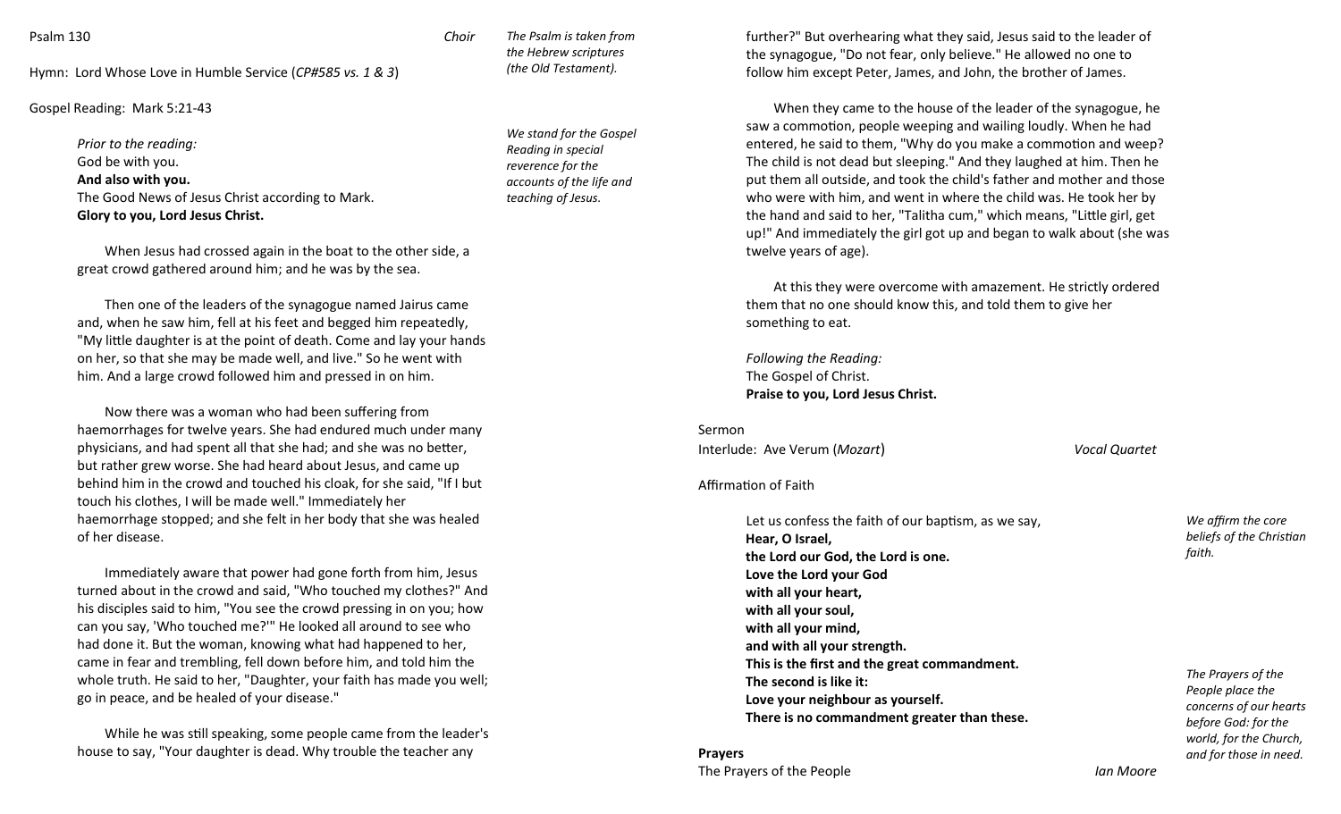Psalm 130 *Choir*

*The Psalm is taken from the Hebrew scriptures (the Old Testament).*

Hymn: Lord Whose Love in Humble Service (*CP#585 vs. 1 & 3*)

Gospel Reading: Mark 5:21-43

*We stand for the Gospel Reading in special reverence for the accounts of the life and teaching of Jesus.*

*Prior to the reading:*
God be with you.
**And also with you.**
The Good News of Jesus Christ according to Mark.
**Glory to you, Lord Jesus Christ.**

When Jesus had crossed again in the boat to the other side, a great crowd gathered around him; and he was by the sea.

Then one of the leaders of the synagogue named Jairus came and, when he saw him, fell at his feet and begged him repeatedly, "My little daughter is at the point of death. Come and lay your hands on her, so that she may be made well, and live." So he went with him. And a large crowd followed him and pressed in on him.

Now there was a woman who had been suffering from haemorrhages for twelve years. She had endured much under many physicians, and had spent all that she had; and she was no better, but rather grew worse. She had heard about Jesus, and came up behind him in the crowd and touched his cloak, for she said, "If I but touch his clothes, I will be made well." Immediately her haemorrhage stopped; and she felt in her body that she was healed of her disease.

Immediately aware that power had gone forth from him, Jesus turned about in the crowd and said, "Who touched my clothes?" And his disciples said to him, "You see the crowd pressing in on you; how can you say, 'Who touched me?'" He looked all around to see who had done it. But the woman, knowing what had happened to her, came in fear and trembling, fell down before him, and told him the whole truth. He said to her, "Daughter, your faith has made you well; go in peace, and be healed of your disease."

While he was still speaking, some people came from the leader's house to say, "Your daughter is dead. Why trouble the teacher any further?" But overhearing what they said, Jesus said to the leader of the synagogue, "Do not fear, only believe." He allowed no one to follow him except Peter, James, and John, the brother of James.

When they came to the house of the leader of the synagogue, he saw a commotion, people weeping and wailing loudly. When he had entered, he said to them, "Why do you make a commotion and weep? The child is not dead but sleeping." And they laughed at him. Then he put them all outside, and took the child's father and mother and those who were with him, and went in where the child was. He took her by the hand and said to her, "Talitha cum," which means, "Little girl, get up!" And immediately the girl got up and began to walk about (she was twelve years of age).

At this they were overcome with amazement. He strictly ordered them that no one should know this, and told them to give her something to eat.

*Following the Reading:*
The Gospel of Christ.
**Praise to you, Lord Jesus Christ.**

Sermon

Interlude: Ave Verum (*Mozart*) *Vocal Quartet*

Affirmation of Faith

*We affirm the core beliefs of the Christian faith.*

Let us confess the faith of our baptism, as we say,
**Hear, O Israel,**
**the Lord our God, the Lord is one.**
**Love the Lord your God**
**with all your heart,**
**with all your soul,**
**with all your mind,**
**and with all your strength.**
**This is the first and the great commandment.**
**The second is like it:**
**Love your neighbour as yourself.**
**There is no commandment greater than these.**

**Prayers**

*The Prayers of the People place the concerns of our hearts before God: for the world, for the Church, and for those in need.*

The Prayers of the People *Ian Moore*